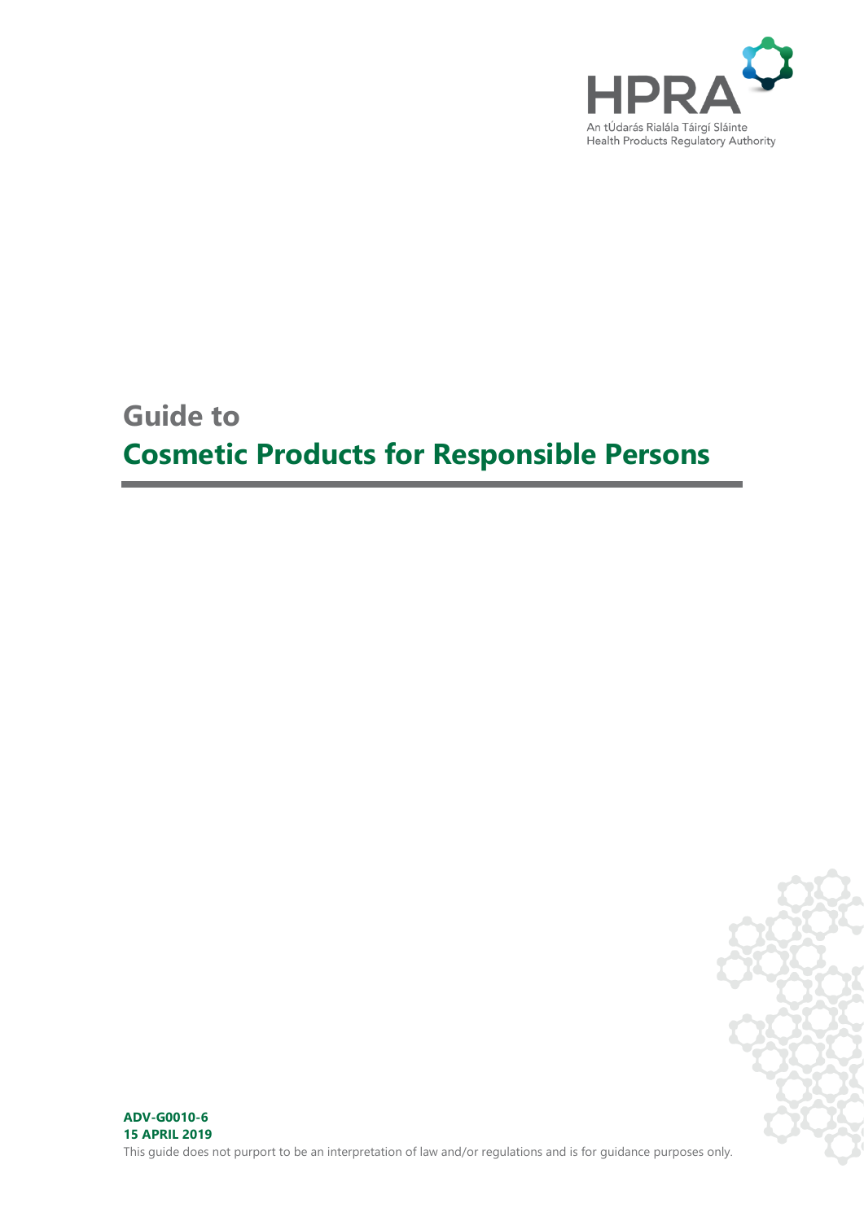HPRA

An tÚdarás Rialála Táirgí Sláinte
Health Products Regulatory Authority

# Guide to
# Cosmetic Products for Responsible Persons

**ADV-G0010-6**
**15 APRIL 2019**

This guide does not purport to be an interpretation of law and/or regulations and is for guidance purposes only.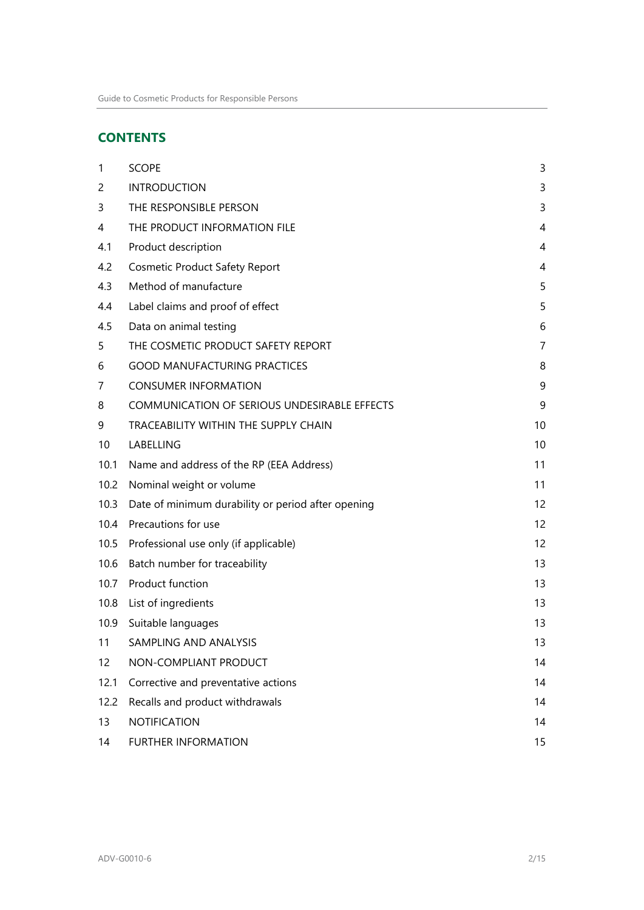## CONTENTS

| | | |
|---|---|---|
| 1 | SCOPE | 3 |
| 2 | INTRODUCTION | 3 |
| 3 | THE RESPONSIBLE PERSON | 3 |
| 4 | THE PRODUCT INFORMATION FILE | 4 |
| 4.1 | Product description | 4 |
| 4.2 | Cosmetic Product Safety Report | 4 |
| 4.3 | Method of manufacture | 5 |
| 4.4 | Label claims and proof of effect | 5 |
| 4.5 | Data on animal testing | 6 |
| 5 | THE COSMETIC PRODUCT SAFETY REPORT | 7 |
| 6 | GOOD MANUFACTURING PRACTICES | 8 |
| 7 | CONSUMER INFORMATION | 9 |
| 8 | COMMUNICATION OF SERIOUS UNDESIRABLE EFFECTS | 9 |
| 9 | TRACEABILITY WITHIN THE SUPPLY CHAIN | 10 |
| 10 | LABELLING | 10 |
| 10.1 | Name and address of the RP (EEA Address) | 11 |
| 10.2 | Nominal weight or volume | 11 |
| 10.3 | Date of minimum durability or period after opening | 12 |
| 10.4 | Precautions for use | 12 |
| 10.5 | Professional use only (if applicable) | 12 |
| 10.6 | Batch number for traceability | 13 |
| 10.7 | Product function | 13 |
| 10.8 | List of ingredients | 13 |
| 10.9 | Suitable languages | 13 |
| 11 | SAMPLING AND ANALYSIS | 13 |
| 12 | NON-COMPLIANT PRODUCT | 14 |
| 12.1 | Corrective and preventative actions | 14 |
| 12.2 | Recalls and product withdrawals | 14 |
| 13 | NOTIFICATION | 14 |
| 14 | FURTHER INFORMATION | 15 |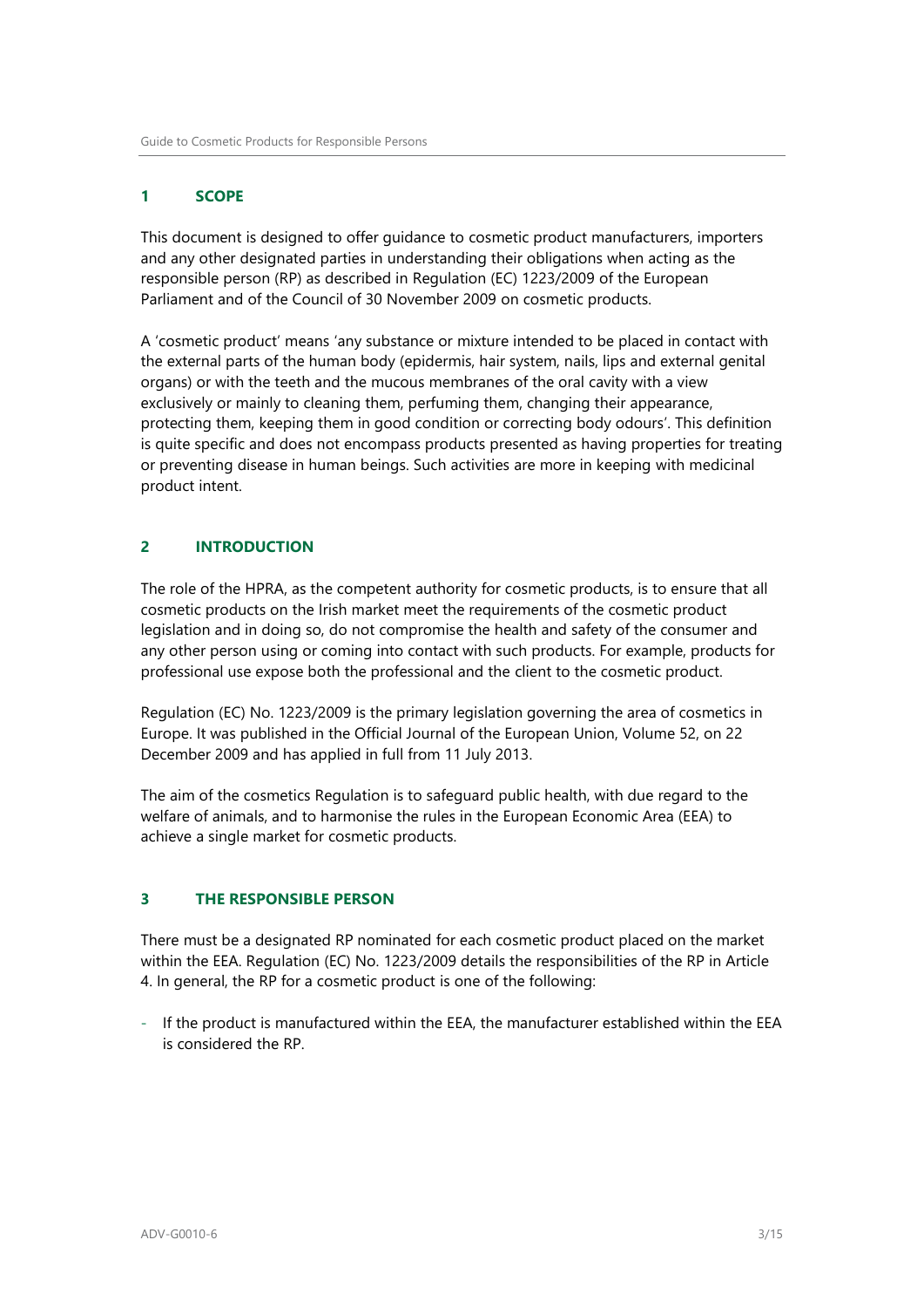## 1 SCOPE

This document is designed to offer guidance to cosmetic product manufacturers, importers and any other designated parties in understanding their obligations when acting as the responsible person (RP) as described in Regulation (EC) 1223/2009 of the European Parliament and of the Council of 30 November 2009 on cosmetic products.

A 'cosmetic product' means 'any substance or mixture intended to be placed in contact with the external parts of the human body (epidermis, hair system, nails, lips and external genital organs) or with the teeth and the mucous membranes of the oral cavity with a view exclusively or mainly to cleaning them, perfuming them, changing their appearance, protecting them, keeping them in good condition or correcting body odours'. This definition is quite specific and does not encompass products presented as having properties for treating or preventing disease in human beings. Such activities are more in keeping with medicinal product intent.

## 2 INTRODUCTION

The role of the HPRA, as the competent authority for cosmetic products, is to ensure that all cosmetic products on the Irish market meet the requirements of the cosmetic product legislation and in doing so, do not compromise the health and safety of the consumer and any other person using or coming into contact with such products. For example, products for professional use expose both the professional and the client to the cosmetic product.

Regulation (EC) No. 1223/2009 is the primary legislation governing the area of cosmetics in Europe. It was published in the Official Journal of the European Union, Volume 52, on 22 December 2009 and has applied in full from 11 July 2013.

The aim of the cosmetics Regulation is to safeguard public health, with due regard to the welfare of animals, and to harmonise the rules in the European Economic Area (EEA) to achieve a single market for cosmetic products.

## 3 THE RESPONSIBLE PERSON

There must be a designated RP nominated for each cosmetic product placed on the market within the EEA. Regulation (EC) No. 1223/2009 details the responsibilities of the RP in Article 4. In general, the RP for a cosmetic product is one of the following:

- If the product is manufactured within the EEA, the manufacturer established within the EEA is considered the RP.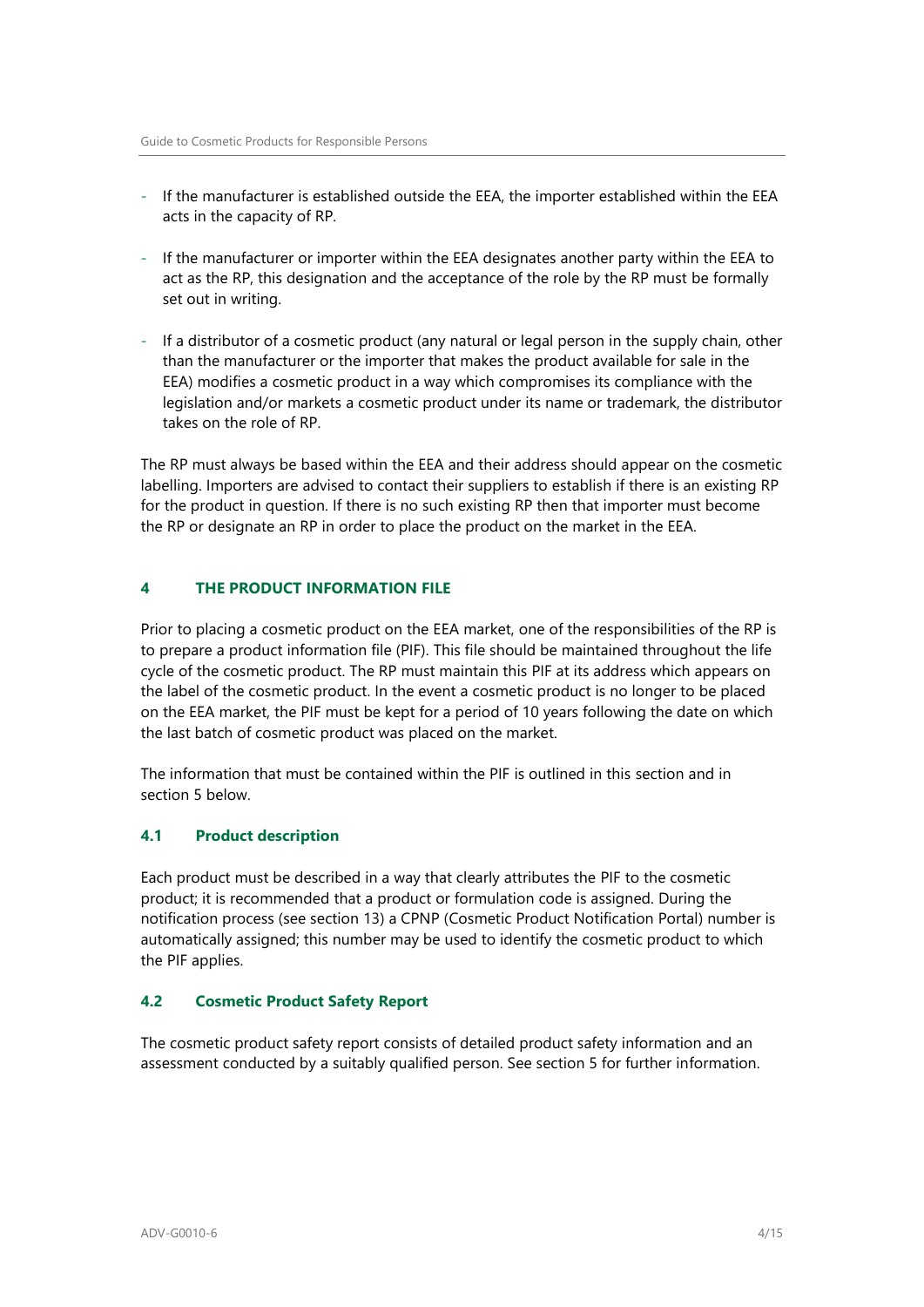- If the manufacturer is established outside the EEA, the importer established within the EEA acts in the capacity of RP.

- If the manufacturer or importer within the EEA designates another party within the EEA to act as the RP, this designation and the acceptance of the role by the RP must be formally set out in writing.

- If a distributor of a cosmetic product (any natural or legal person in the supply chain, other than the manufacturer or the importer that makes the product available for sale in the EEA) modifies a cosmetic product in a way which compromises its compliance with the legislation and/or markets a cosmetic product under its name or trademark, the distributor takes on the role of RP.

The RP must always be based within the EEA and their address should appear on the cosmetic labelling. Importers are advised to contact their suppliers to establish if there is an existing RP for the product in question. If there is no such existing RP then that importer must become the RP or designate an RP in order to place the product on the market in the EEA.

## 4 THE PRODUCT INFORMATION FILE

Prior to placing a cosmetic product on the EEA market, one of the responsibilities of the RP is to prepare a product information file (PIF). This file should be maintained throughout the life cycle of the cosmetic product. The RP must maintain this PIF at its address which appears on the label of the cosmetic product. In the event a cosmetic product is no longer to be placed on the EEA market, the PIF must be kept for a period of 10 years following the date on which the last batch of cosmetic product was placed on the market.

The information that must be contained within the PIF is outlined in this section and in section 5 below.

### 4.1 Product description

Each product must be described in a way that clearly attributes the PIF to the cosmetic product; it is recommended that a product or formulation code is assigned. During the notification process (see section 13) a CPNP (Cosmetic Product Notification Portal) number is automatically assigned; this number may be used to identify the cosmetic product to which the PIF applies.

### 4.2 Cosmetic Product Safety Report

The cosmetic product safety report consists of detailed product safety information and an assessment conducted by a suitably qualified person. See section 5 for further information.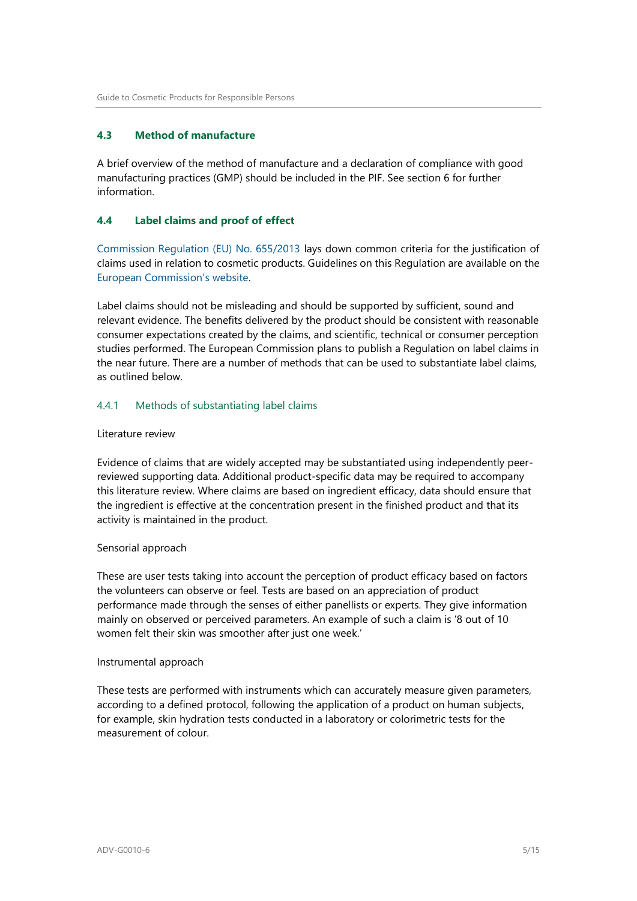## 4.3 Method of manufacture

A brief overview of the method of manufacture and a declaration of compliance with good manufacturing practices (GMP) should be included in the PIF. See section 6 for further information.

## 4.4 Label claims and proof of effect

Commission Regulation (EU) No. 655/2013 lays down common criteria for the justification of claims used in relation to cosmetic products. Guidelines on this Regulation are available on the European Commission's website.

Label claims should not be misleading and should be supported by sufficient, sound and relevant evidence. The benefits delivered by the product should be consistent with reasonable consumer expectations created by the claims, and scientific, technical or consumer perception studies performed. The European Commission plans to publish a Regulation on label claims in the near future. There are a number of methods that can be used to substantiate label claims, as outlined below.

### 4.4.1 Methods of substantiating label claims

Literature review

Evidence of claims that are widely accepted may be substantiated using independently peer-reviewed supporting data. Additional product-specific data may be required to accompany this literature review. Where claims are based on ingredient efficacy, data should ensure that the ingredient is effective at the concentration present in the finished product and that its activity is maintained in the product.

Sensorial approach

These are user tests taking into account the perception of product efficacy based on factors the volunteers can observe or feel. Tests are based on an appreciation of product performance made through the senses of either panellists or experts. They give information mainly on observed or perceived parameters. An example of such a claim is '8 out of 10 women felt their skin was smoother after just one week.'

Instrumental approach

These tests are performed with instruments which can accurately measure given parameters, according to a defined protocol, following the application of a product on human subjects, for example, skin hydration tests conducted in a laboratory or colorimetric tests for the measurement of colour.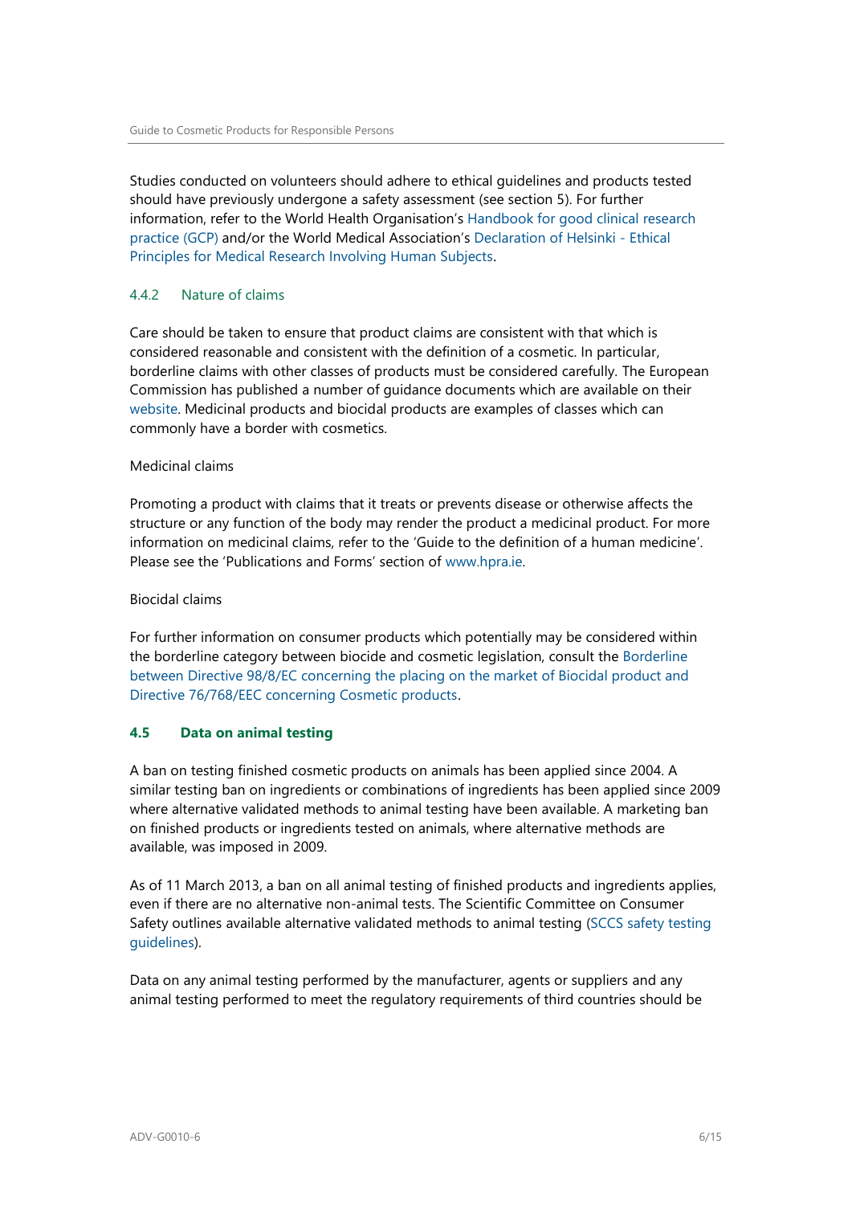Studies conducted on volunteers should adhere to ethical guidelines and products tested should have previously undergone a safety assessment (see section 5). For further information, refer to the World Health Organisation's Handbook for good clinical research practice (GCP) and/or the World Medical Association's Declaration of Helsinki - Ethical Principles for Medical Research Involving Human Subjects.

### 4.4.2 Nature of claims

Care should be taken to ensure that product claims are consistent with that which is considered reasonable and consistent with the definition of a cosmetic. In particular, borderline claims with other classes of products must be considered carefully. The European Commission has published a number of guidance documents which are available on their website. Medicinal products and biocidal products are examples of classes which can commonly have a border with cosmetics.

Medicinal claims

Promoting a product with claims that it treats or prevents disease or otherwise affects the structure or any function of the body may render the product a medicinal product. For more information on medicinal claims, refer to the 'Guide to the definition of a human medicine'. Please see the 'Publications and Forms' section of www.hpra.ie.

Biocidal claims

For further information on consumer products which potentially may be considered within the borderline category between biocide and cosmetic legislation, consult the Borderline between Directive 98/8/EC concerning the placing on the market of Biocidal product and Directive 76/768/EEC concerning Cosmetic products.

## 4.5 Data on animal testing

A ban on testing finished cosmetic products on animals has been applied since 2004. A similar testing ban on ingredients or combinations of ingredients has been applied since 2009 where alternative validated methods to animal testing have been available. A marketing ban on finished products or ingredients tested on animals, where alternative methods are available, was imposed in 2009.

As of 11 March 2013, a ban on all animal testing of finished products and ingredients applies, even if there are no alternative non-animal tests. The Scientific Committee on Consumer Safety outlines available alternative validated methods to animal testing (SCCS safety testing guidelines).

Data on any animal testing performed by the manufacturer, agents or suppliers and any animal testing performed to meet the regulatory requirements of third countries should be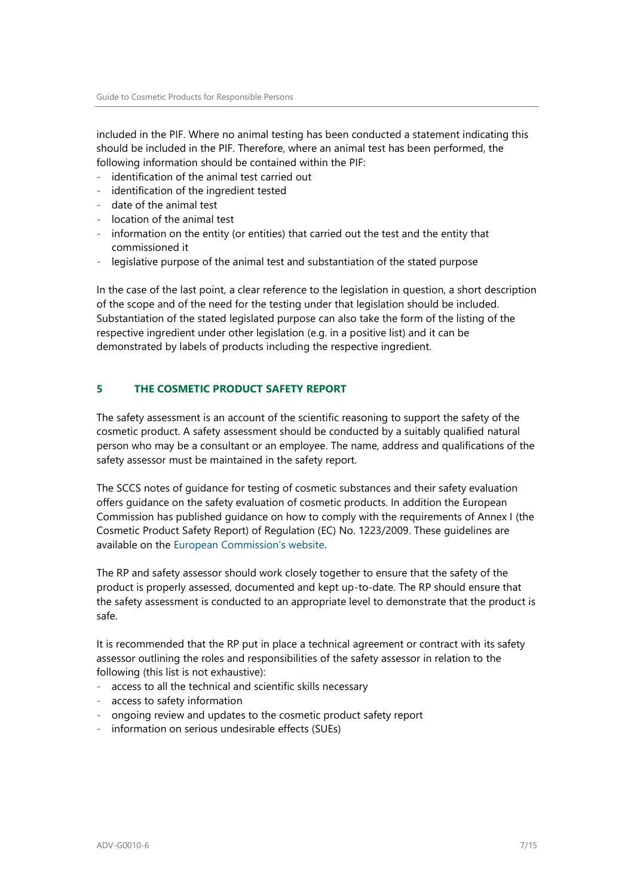included in the PIF. Where no animal testing has been conducted a statement indicating this should be included in the PIF. Therefore, where an animal test has been performed, the following information should be contained within the PIF:

- identification of the animal test carried out
- identification of the ingredient tested
- date of the animal test
- location of the animal test
- information on the entity (or entities) that carried out the test and the entity that commissioned it
- legislative purpose of the animal test and substantiation of the stated purpose

In the case of the last point, a clear reference to the legislation in question, a short description of the scope and of the need for the testing under that legislation should be included. Substantiation of the stated legislated purpose can also take the form of the listing of the respective ingredient under other legislation (e.g. in a positive list) and it can be demonstrated by labels of products including the respective ingredient.

## 5 THE COSMETIC PRODUCT SAFETY REPORT

The safety assessment is an account of the scientific reasoning to support the safety of the cosmetic product. A safety assessment should be conducted by a suitably qualified natural person who may be a consultant or an employee. The name, address and qualifications of the safety assessor must be maintained in the safety report.

The SCCS notes of guidance for testing of cosmetic substances and their safety evaluation offers guidance on the safety evaluation of cosmetic products. In addition the European Commission has published guidance on how to comply with the requirements of Annex I (the Cosmetic Product Safety Report) of Regulation (EC) No. 1223/2009. These guidelines are available on the European Commission's website.

The RP and safety assessor should work closely together to ensure that the safety of the product is properly assessed, documented and kept up-to-date. The RP should ensure that the safety assessment is conducted to an appropriate level to demonstrate that the product is safe.

It is recommended that the RP put in place a technical agreement or contract with its safety assessor outlining the roles and responsibilities of the safety assessor in relation to the following (this list is not exhaustive):

- access to all the technical and scientific skills necessary
- access to safety information
- ongoing review and updates to the cosmetic product safety report
- information on serious undesirable effects (SUEs)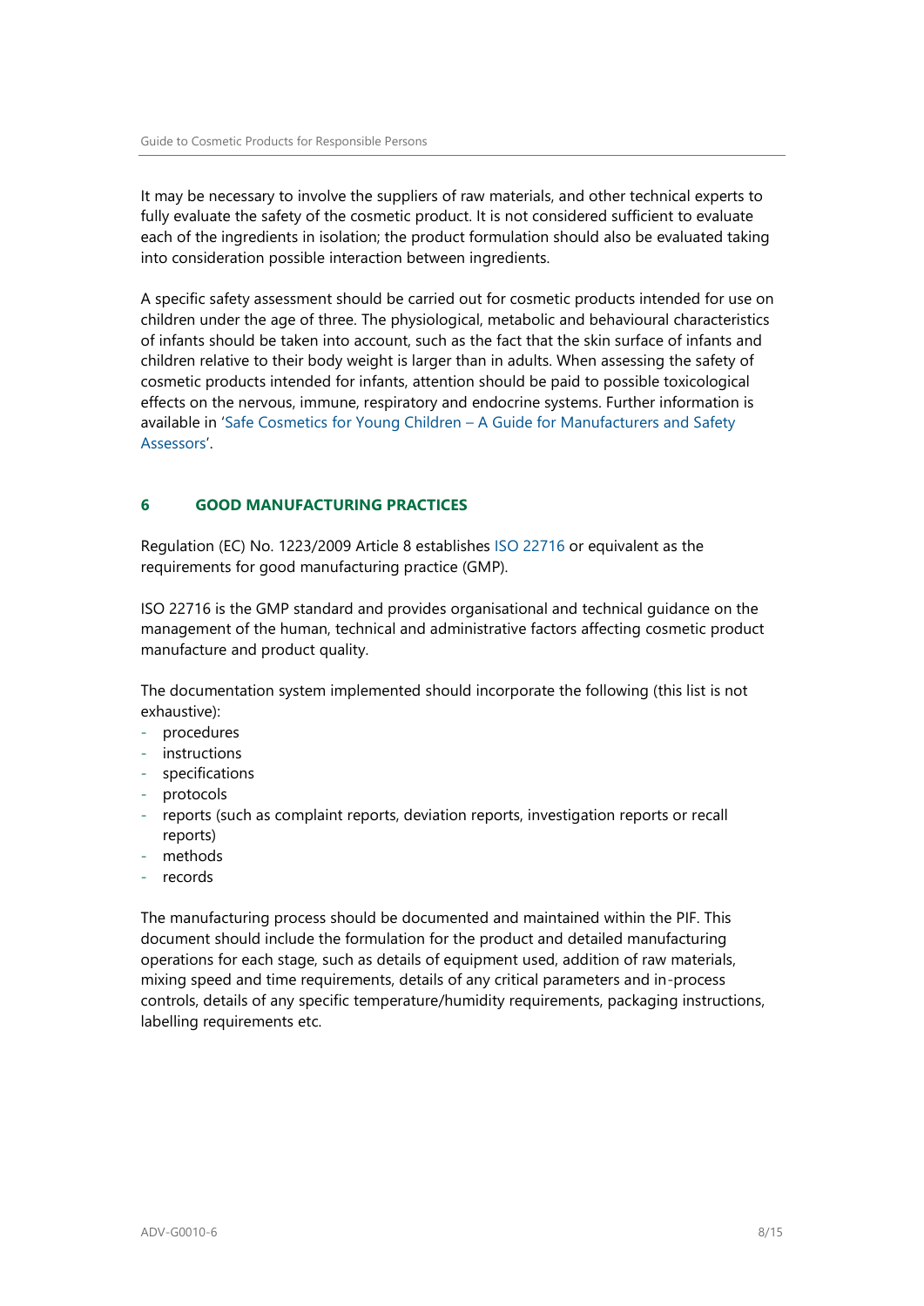It may be necessary to involve the suppliers of raw materials, and other technical experts to fully evaluate the safety of the cosmetic product. It is not considered sufficient to evaluate each of the ingredients in isolation; the product formulation should also be evaluated taking into consideration possible interaction between ingredients.

A specific safety assessment should be carried out for cosmetic products intended for use on children under the age of three. The physiological, metabolic and behavioural characteristics of infants should be taken into account, such as the fact that the skin surface of infants and children relative to their body weight is larger than in adults. When assessing the safety of cosmetic products intended for infants, attention should be paid to possible toxicological effects on the nervous, immune, respiratory and endocrine systems. Further information is available in 'Safe Cosmetics for Young Children – A Guide for Manufacturers and Safety Assessors'.

## 6 GOOD MANUFACTURING PRACTICES

Regulation (EC) No. 1223/2009 Article 8 establishes ISO 22716 or equivalent as the requirements for good manufacturing practice (GMP).

ISO 22716 is the GMP standard and provides organisational and technical guidance on the management of the human, technical and administrative factors affecting cosmetic product manufacture and product quality.

The documentation system implemented should incorporate the following (this list is not exhaustive):

- procedures
- instructions
- specifications
- protocols
- reports (such as complaint reports, deviation reports, investigation reports or recall reports)
- methods
- records

The manufacturing process should be documented and maintained within the PIF. This document should include the formulation for the product and detailed manufacturing operations for each stage, such as details of equipment used, addition of raw materials, mixing speed and time requirements, details of any critical parameters and in-process controls, details of any specific temperature/humidity requirements, packaging instructions, labelling requirements etc.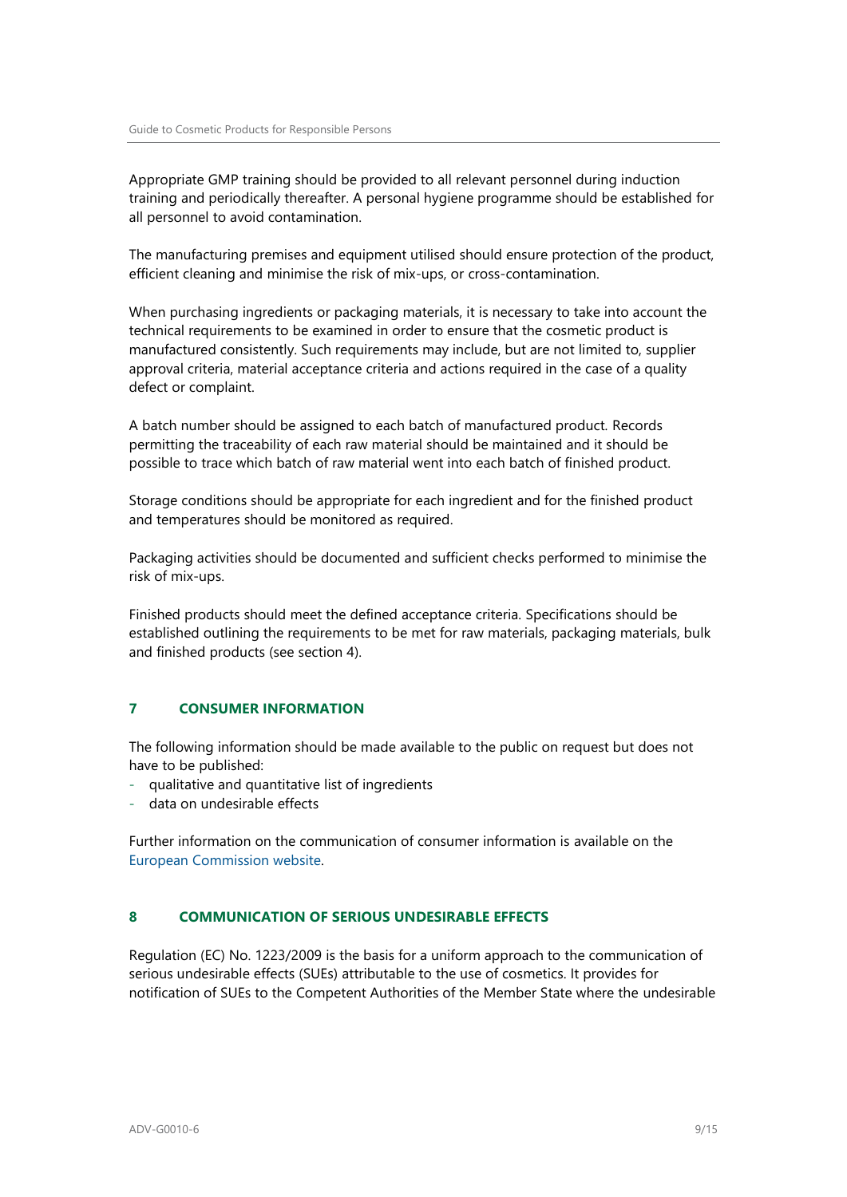Appropriate GMP training should be provided to all relevant personnel during induction training and periodically thereafter. A personal hygiene programme should be established for all personnel to avoid contamination.

The manufacturing premises and equipment utilised should ensure protection of the product, efficient cleaning and minimise the risk of mix-ups, or cross-contamination.

When purchasing ingredients or packaging materials, it is necessary to take into account the technical requirements to be examined in order to ensure that the cosmetic product is manufactured consistently. Such requirements may include, but are not limited to, supplier approval criteria, material acceptance criteria and actions required in the case of a quality defect or complaint.

A batch number should be assigned to each batch of manufactured product. Records permitting the traceability of each raw material should be maintained and it should be possible to trace which batch of raw material went into each batch of finished product.

Storage conditions should be appropriate for each ingredient and for the finished product and temperatures should be monitored as required.

Packaging activities should be documented and sufficient checks performed to minimise the risk of mix-ups.

Finished products should meet the defined acceptance criteria. Specifications should be established outlining the requirements to be met for raw materials, packaging materials, bulk and finished products (see section 4).

## 7 CONSUMER INFORMATION

The following information should be made available to the public on request but does not have to be published:

- qualitative and quantitative list of ingredients
- data on undesirable effects

Further information on the communication of consumer information is available on the European Commission website.

## 8 COMMUNICATION OF SERIOUS UNDESIRABLE EFFECTS

Regulation (EC) No. 1223/2009 is the basis for a uniform approach to the communication of serious undesirable effects (SUEs) attributable to the use of cosmetics. It provides for notification of SUEs to the Competent Authorities of the Member State where the undesirable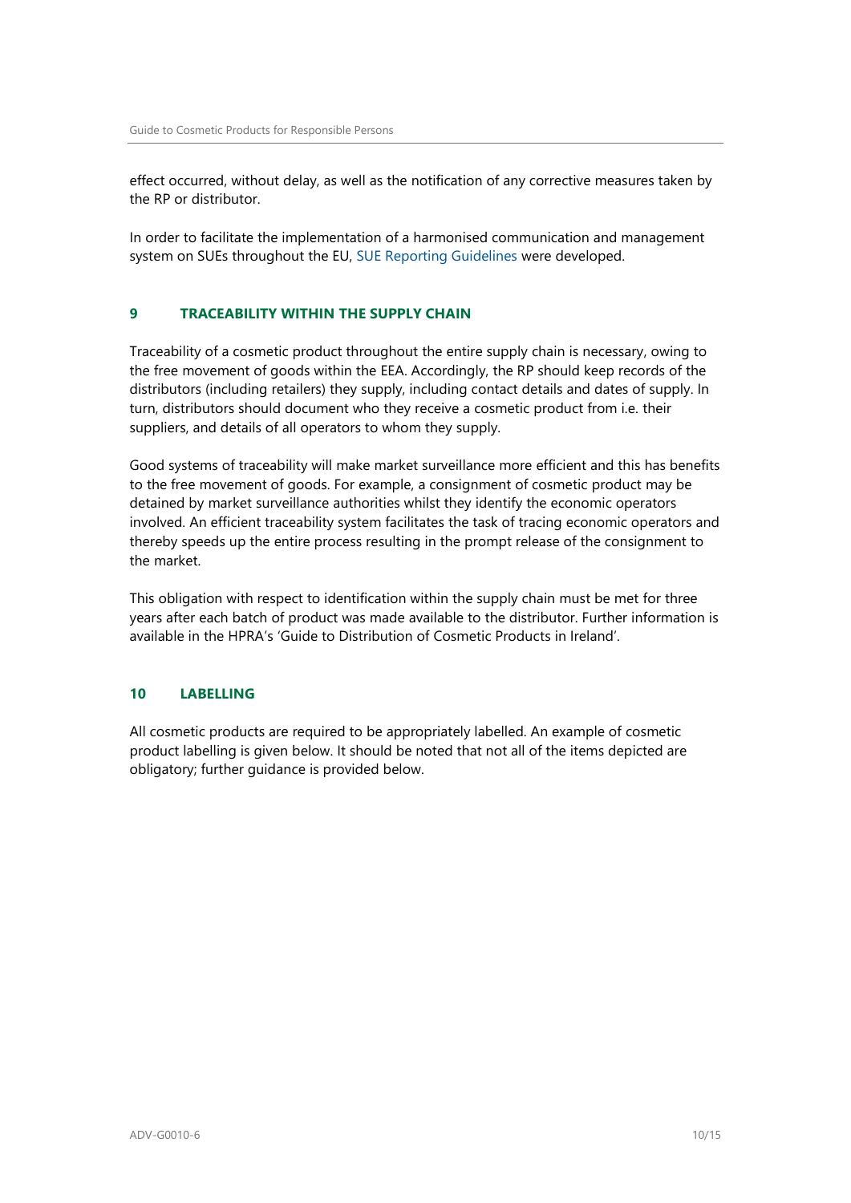effect occurred, without delay, as well as the notification of any corrective measures taken by the RP or distributor.

In order to facilitate the implementation of a harmonised communication and management system on SUEs throughout the EU, SUE Reporting Guidelines were developed.

## 9 TRACEABILITY WITHIN THE SUPPLY CHAIN

Traceability of a cosmetic product throughout the entire supply chain is necessary, owing to the free movement of goods within the EEA. Accordingly, the RP should keep records of the distributors (including retailers) they supply, including contact details and dates of supply. In turn, distributors should document who they receive a cosmetic product from i.e. their suppliers, and details of all operators to whom they supply.

Good systems of traceability will make market surveillance more efficient and this has benefits to the free movement of goods. For example, a consignment of cosmetic product may be detained by market surveillance authorities whilst they identify the economic operators involved. An efficient traceability system facilitates the task of tracing economic operators and thereby speeds up the entire process resulting in the prompt release of the consignment to the market.

This obligation with respect to identification within the supply chain must be met for three years after each batch of product was made available to the distributor. Further information is available in the HPRA's 'Guide to Distribution of Cosmetic Products in Ireland'.

## 10 LABELLING

All cosmetic products are required to be appropriately labelled. An example of cosmetic product labelling is given below. It should be noted that not all of the items depicted are obligatory; further guidance is provided below.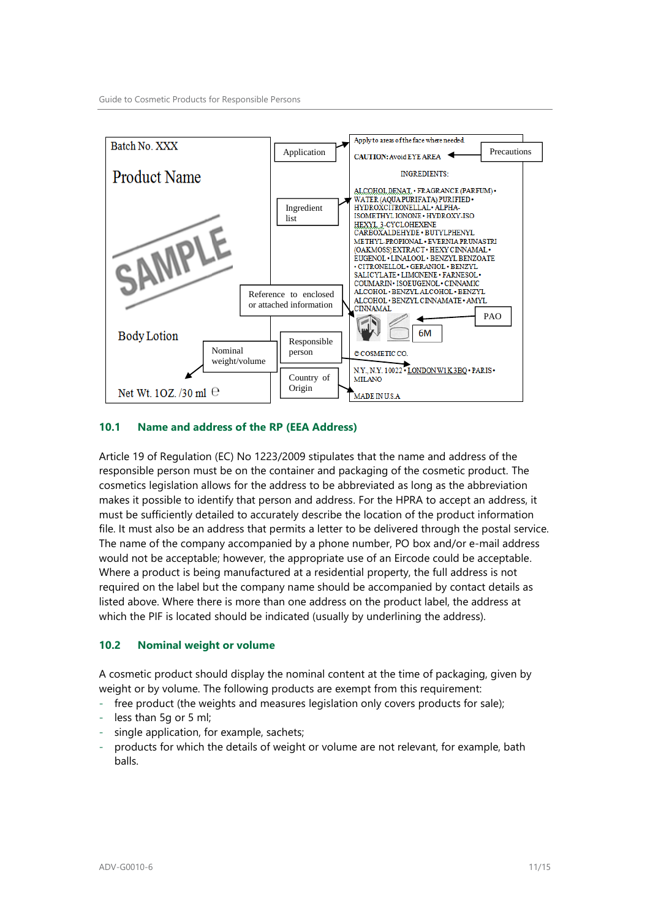Batch No. XXX

Product Name

SAMPLE

Body Lotion

Net Wt. 1OZ. /30 ml ℮

Application

Ingredient list

Reference to enclosed or attached information

Nominal weight/volume

Responsible person

Country of Origin

Apply to areas of the face where needed

CAUTION: Avoid EYE AREA

Precautions

INGREDIENTS:

ALCOHOL DENAT. • FRAGRANCE (PARFUM) • WATER (AQUA PURIFATA) PURIFIED • HYDROXCITRONELLAL • ALPHA-ISOMETHYL IONONE • HYDROXY-ISO HEXYL 3-CYCLOHEXENE CARBOXALDEHYDE • BUTYLPHENYL METHYL PROPIONAL • EVERNIA PRUNASTRI (OAKMOSS) EXTRACT • HEXY CINNAMAL • EUGENOL • LINALOOL • BENZYL BENZOATE • CITRONELLOL • GERANIOL • BENZYL SALICYLATE • LIMONENE • FARNESOL • COUMARIN • ISOEUGENOL • CINNAMIC ALCOHOL • BENZYL ALCOHOL • BENZYL ALCOHOL • BENZYL CINNAMATE • AMYL CINNAMAL

PAO

6M

© COSMETIC CO.

N.Y., N.Y. 10022 • LONDON W1K 3BQ • PARIS • MILANO

MADE IN U.S.A

## 10.1 Name and address of the RP (EEA Address)

Article 19 of Regulation (EC) No 1223/2009 stipulates that the name and address of the responsible person must be on the container and packaging of the cosmetic product. The cosmetics legislation allows for the address to be abbreviated as long as the abbreviation makes it possible to identify that person and address. For the HPRA to accept an address, it must be sufficiently detailed to accurately describe the location of the product information file. It must also be an address that permits a letter to be delivered through the postal service. The name of the company accompanied by a phone number, PO box and/or e-mail address would not be acceptable; however, the appropriate use of an Eircode could be acceptable. Where a product is being manufactured at a residential property, the full address is not required on the label but the company name should be accompanied by contact details as listed above. Where there is more than one address on the product label, the address at which the PIF is located should be indicated (usually by underlining the address).

## 10.2 Nominal weight or volume

A cosmetic product should display the nominal content at the time of packaging, given by weight or by volume. The following products are exempt from this requirement:

- free product (the weights and measures legislation only covers products for sale);
- less than 5g or 5 ml;
- single application, for example, sachets;
- products for which the details of weight or volume are not relevant, for example, bath balls.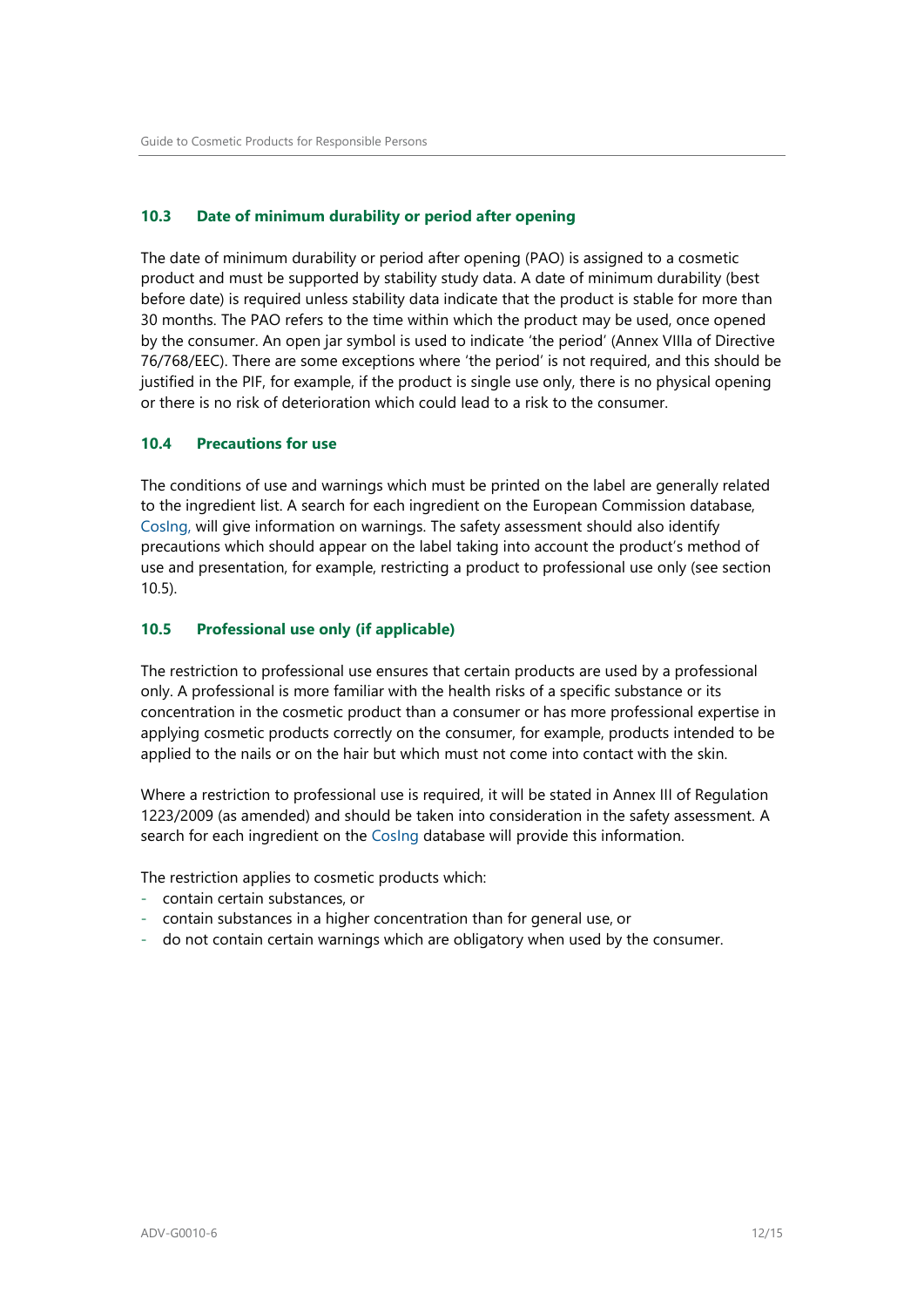### 10.3 Date of minimum durability or period after opening

The date of minimum durability or period after opening (PAO) is assigned to a cosmetic product and must be supported by stability study data. A date of minimum durability (best before date) is required unless stability data indicate that the product is stable for more than 30 months. The PAO refers to the time within which the product may be used, once opened by the consumer. An open jar symbol is used to indicate 'the period' (Annex VIIIa of Directive 76/768/EEC). There are some exceptions where 'the period' is not required, and this should be justified in the PIF, for example, if the product is single use only, there is no physical opening or there is no risk of deterioration which could lead to a risk to the consumer.

### 10.4 Precautions for use

The conditions of use and warnings which must be printed on the label are generally related to the ingredient list. A search for each ingredient on the European Commission database, CosIng, will give information on warnings. The safety assessment should also identify precautions which should appear on the label taking into account the product's method of use and presentation, for example, restricting a product to professional use only (see section 10.5).

### 10.5 Professional use only (if applicable)

The restriction to professional use ensures that certain products are used by a professional only. A professional is more familiar with the health risks of a specific substance or its concentration in the cosmetic product than a consumer or has more professional expertise in applying cosmetic products correctly on the consumer, for example, products intended to be applied to the nails or on the hair but which must not come into contact with the skin.

Where a restriction to professional use is required, it will be stated in Annex III of Regulation 1223/2009 (as amended) and should be taken into consideration in the safety assessment. A search for each ingredient on the CosIng database will provide this information.

The restriction applies to cosmetic products which:

- contain certain substances, or
- contain substances in a higher concentration than for general use, or
- do not contain certain warnings which are obligatory when used by the consumer.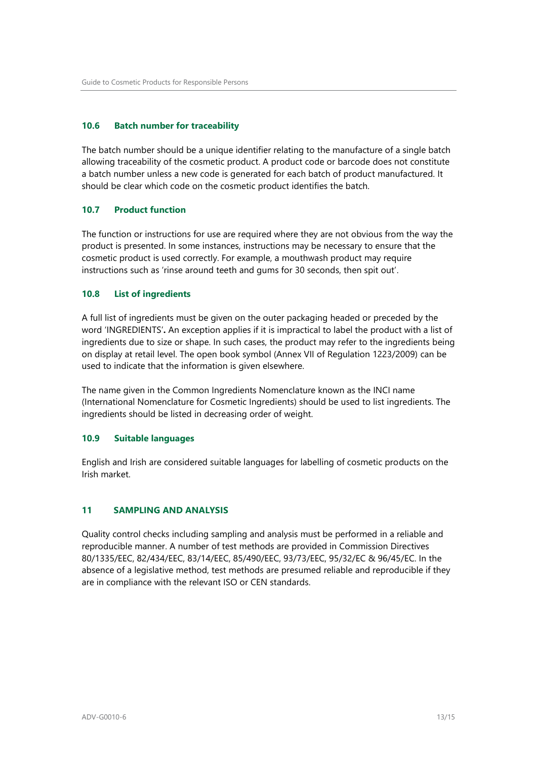### 10.6 Batch number for traceability

The batch number should be a unique identifier relating to the manufacture of a single batch allowing traceability of the cosmetic product. A product code or barcode does not constitute a batch number unless a new code is generated for each batch of product manufactured. It should be clear which code on the cosmetic product identifies the batch.

### 10.7 Product function

The function or instructions for use are required where they are not obvious from the way the product is presented. In some instances, instructions may be necessary to ensure that the cosmetic product is used correctly. For example, a mouthwash product may require instructions such as 'rinse around teeth and gums for 30 seconds, then spit out'.

### 10.8 List of ingredients

A full list of ingredients must be given on the outer packaging headed or preceded by the word 'INGREDIENTS'**.** An exception applies if it is impractical to label the product with a list of ingredients due to size or shape. In such cases, the product may refer to the ingredients being on display at retail level. The open book symbol (Annex VII of Regulation 1223/2009) can be used to indicate that the information is given elsewhere.

The name given in the Common Ingredients Nomenclature known as the INCI name (International Nomenclature for Cosmetic Ingredients) should be used to list ingredients. The ingredients should be listed in decreasing order of weight.

### 10.9 Suitable languages

English and Irish are considered suitable languages for labelling of cosmetic products on the Irish market.

## 11 SAMPLING AND ANALYSIS

Quality control checks including sampling and analysis must be performed in a reliable and reproducible manner. A number of test methods are provided in Commission Directives 80/1335/EEC, 82/434/EEC, 83/14/EEC, 85/490/EEC, 93/73/EEC, 95/32/EC & 96/45/EC. In the absence of a legislative method, test methods are presumed reliable and reproducible if they are in compliance with the relevant ISO or CEN standards.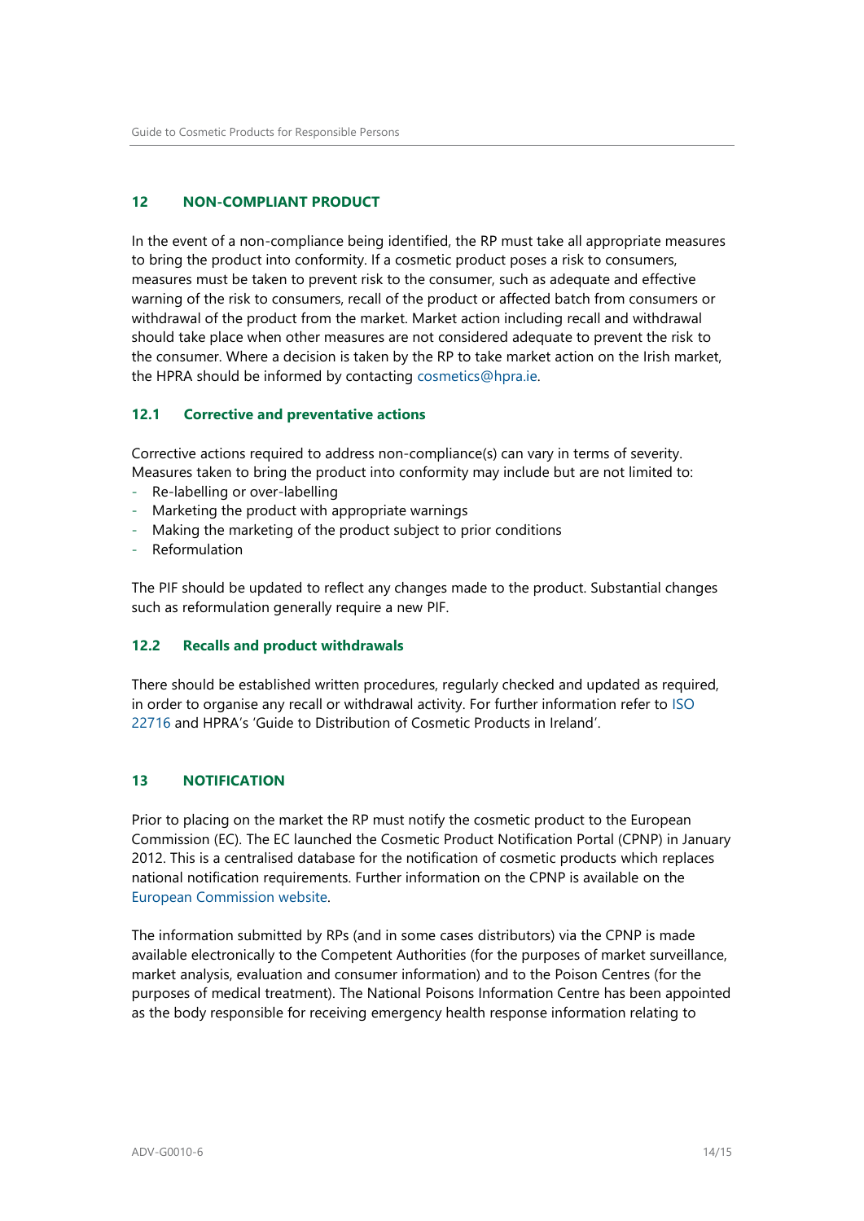## 12 NON-COMPLIANT PRODUCT

In the event of a non-compliance being identified, the RP must take all appropriate measures to bring the product into conformity. If a cosmetic product poses a risk to consumers, measures must be taken to prevent risk to the consumer, such as adequate and effective warning of the risk to consumers, recall of the product or affected batch from consumers or withdrawal of the product from the market. Market action including recall and withdrawal should take place when other measures are not considered adequate to prevent the risk to the consumer. Where a decision is taken by the RP to take market action on the Irish market, the HPRA should be informed by contacting cosmetics@hpra.ie.

### 12.1 Corrective and preventative actions

Corrective actions required to address non-compliance(s) can vary in terms of severity. Measures taken to bring the product into conformity may include but are not limited to:

- Re-labelling or over-labelling
- Marketing the product with appropriate warnings
- Making the marketing of the product subject to prior conditions
- Reformulation

The PIF should be updated to reflect any changes made to the product. Substantial changes such as reformulation generally require a new PIF.

### 12.2 Recalls and product withdrawals

There should be established written procedures, regularly checked and updated as required, in order to organise any recall or withdrawal activity. For further information refer to ISO 22716 and HPRA's 'Guide to Distribution of Cosmetic Products in Ireland'.

## 13 NOTIFICATION

Prior to placing on the market the RP must notify the cosmetic product to the European Commission (EC). The EC launched the Cosmetic Product Notification Portal (CPNP) in January 2012. This is a centralised database for the notification of cosmetic products which replaces national notification requirements. Further information on the CPNP is available on the European Commission website.

The information submitted by RPs (and in some cases distributors) via the CPNP is made available electronically to the Competent Authorities (for the purposes of market surveillance, market analysis, evaluation and consumer information) and to the Poison Centres (for the purposes of medical treatment). The National Poisons Information Centre has been appointed as the body responsible for receiving emergency health response information relating to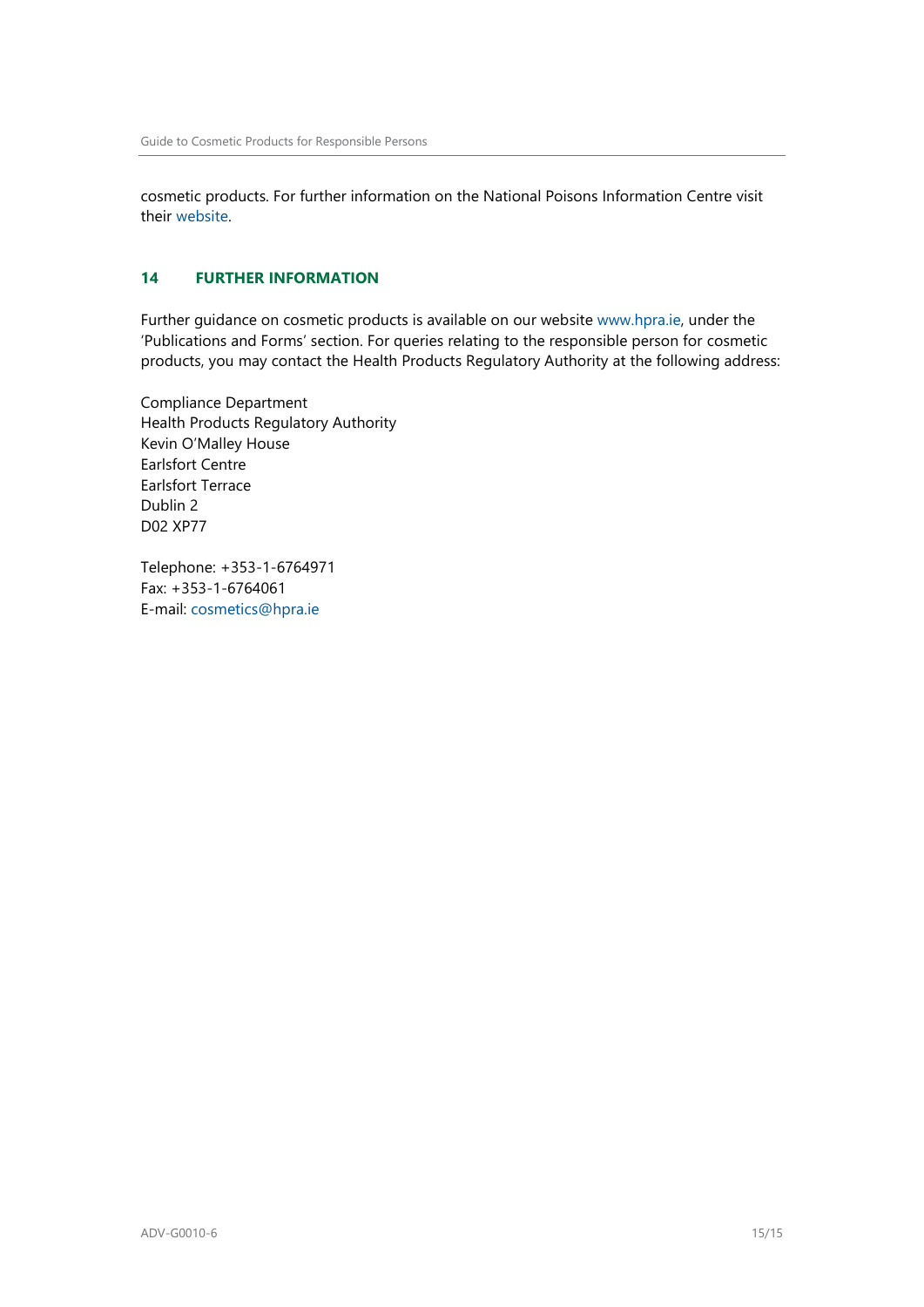cosmetic products. For further information on the National Poisons Information Centre visit their website.

## 14 FURTHER INFORMATION

Further guidance on cosmetic products is available on our website www.hpra.ie, under the 'Publications and Forms' section. For queries relating to the responsible person for cosmetic products, you may contact the Health Products Regulatory Authority at the following address:

Compliance Department
Health Products Regulatory Authority
Kevin O'Malley House
Earlsfort Centre
Earlsfort Terrace
Dublin 2
D02 XP77

Telephone: +353-1-6764971
Fax: +353-1-6764061
E-mail: cosmetics@hpra.ie